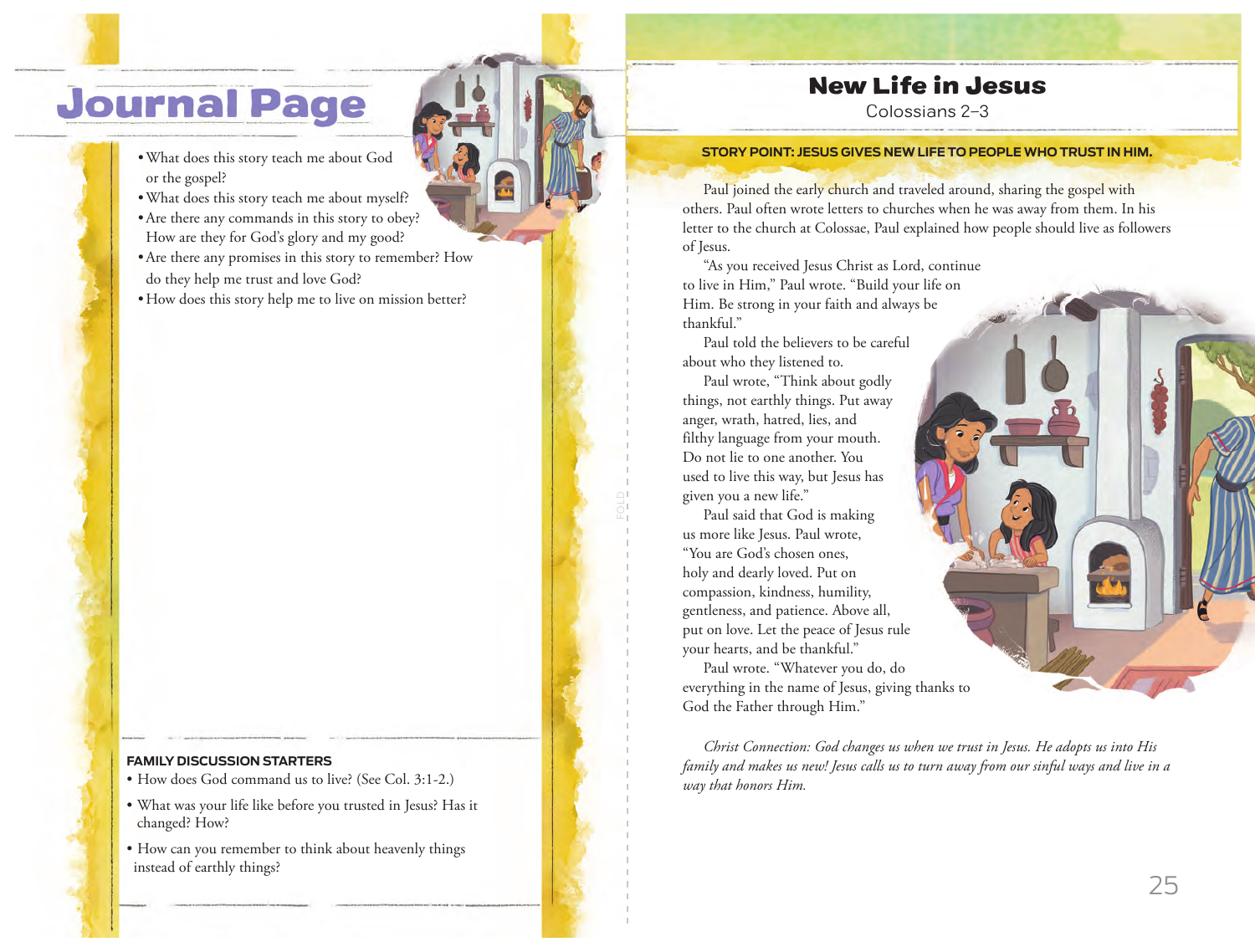# Journal Page

- What does this story teach me about God or the gospel?
- What does this story teach me about myself?
- Are there any commands in this story to obey? How are they for God's glory and my good?
- Are there any promises in this story to remember? How do they help me trust and love God?
- How does this story help me to live on mission better?

**FAMILY DISCUSSION STARTERS**

- How does God command us to live? (See Col. 3:1-2.)
- What was your life like before you trusted in Jesus? Has it changed? How?
- How can you remember to think about heavenly things instead of earthly things?

# New Life in Jesus

Colossians 2–3

**STORY POINT: JESUS GIVES NEW LIFE TO PEOPLE WHO TRUST IN HIM.**

Paul joined the early church and traveled around, sharing the gospel with others. Paul often wrote letters to churches when he was away from them. In his letter to the church at Colossae, Paul explained how people should live as followers of Jesus.

"As you received Jesus Christ as Lord, continue to live in Him," Paul wrote. "Build your life on Him. Be strong in your faith and always be thankful."

Paul told the believers to be careful about who they listened to.

Paul wrote, "Think about godly things, not earthly things. Put away anger, wrath, hatred, lies, and filthy language from your mouth. Do not lie to one another. You used to live this way, but Jesus has given you a new life."

Paul said that God is making us more like Jesus. Paul wrote, "You are God's chosen ones, holy and dearly loved. Put on compassion, kindness, humility, gentleness, and patience. Above all, put on love. Let the peace of Jesus rule your hearts, and be thankful."

Paul wrote. "Whatever you do, do everything in the name of Jesus, giving thanks to God the Father through Him."

*Christ Connection: God changes us when we trust in Jesus. He adopts us into His family and makes us new! Jesus calls us to turn away from our sinful ways and live in a way that honors Him.*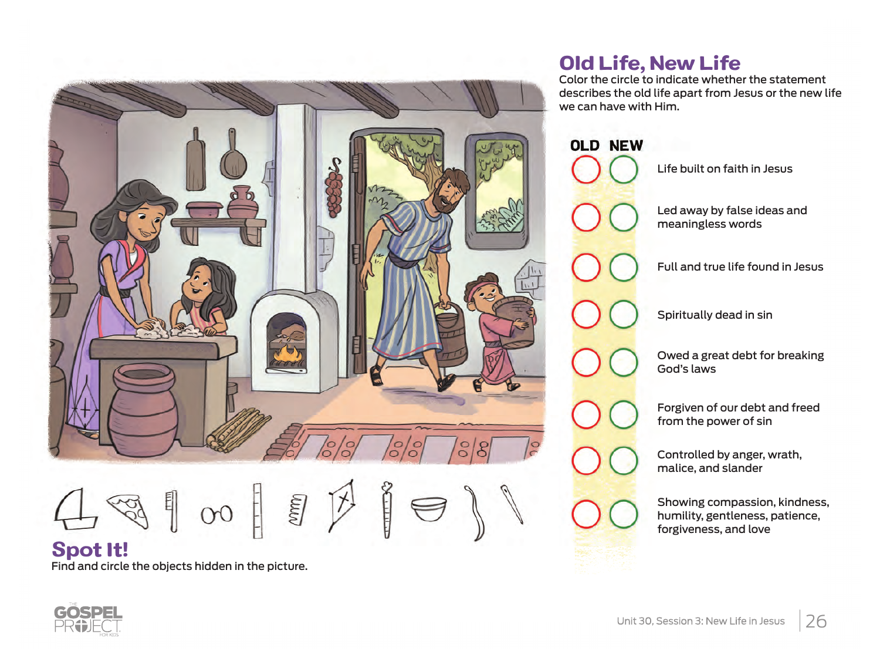## Old Life, New Life

Color the circle to indicate whether the statement describes the old life apart from Jesus or the new life we can have with Him.

| OLD | NEW | |
|---|---|---|
| ○ | ○ | Life built on faith in Jesus |
| ○ | ○ | Led away by false ideas and meaningless words |
| ○ | ○ | Full and true life found in Jesus |
| ○ | ○ | Spiritually dead in sin |
| ○ | ○ | Owed a great debt for breaking God's laws |
| ○ | ○ | Forgiven of our debt and freed from the power of sin |
| ○ | ○ | Controlled by anger, wrath, malice, and slander |
| ○ | ○ | Showing compassion, kindness, humility, gentleness, patience, forgiveness, and love |

## Spot It!

Find and circle the objects hidden in the picture.

Unit 30, Session 3: New Life in Jesus